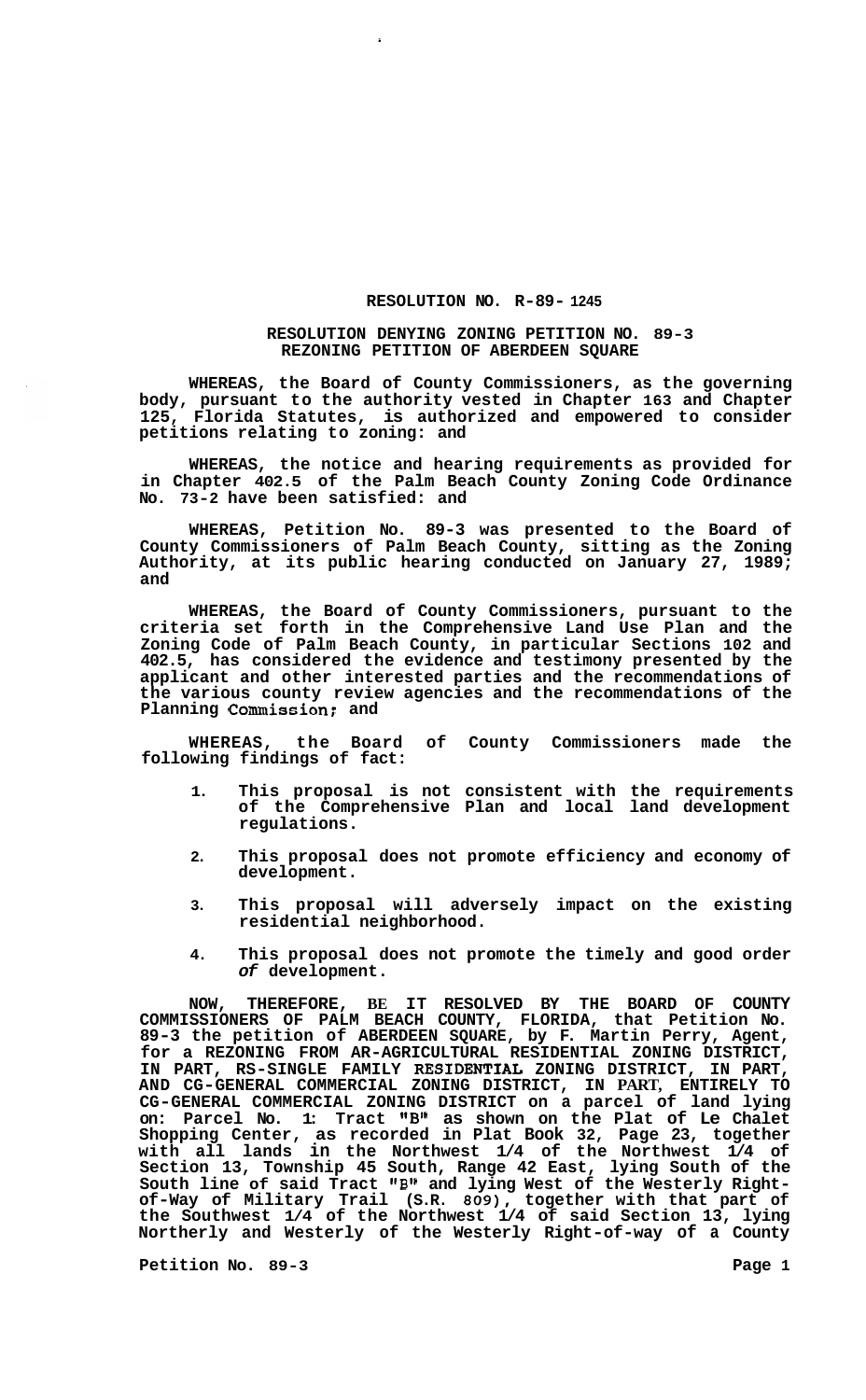# RESOLUTION NO. R-89- 1245

## RESOLUTION DENYING ZONING PETITION NO. 89-3 REZONING PETITION OF ABERDEEN SQUARE

**WHEREAS, the Board of County Commissioners, as the governing body, pursuant to the authority vested in Chapter 163 and Chapter 125, Florida Statutes, is authorized and empowered to consider petitions relating to zoning: and**

**WHEREAS, the notice and hearing requirements as provided for in Chapter 402.5 of the Palm Beach County Zoning Code Ordinance No. 73-2 have been satisfied: and**

**WHEREAS, Petition No. 89-3 was presented to the Board of County Commissioners of Palm Beach County, sitting as the Zoning Authority, at its public hearing conducted on January 27, 1989; and**

**WHEREAS, the Board of County Commissioners, pursuant to the criteria set forth in the Comprehensive Land Use Plan and the Zoning Code of Palm Beach County, in particular Sections 102 and 402.5, has considered the evidence and testimony presented by the applicant and other interested parties and the recommendations of the various county review agencies and the recommendations of the Planning Commission; and**

**WHEREAS, the Board of County Commissioners made the following findings of fact:**

1. **This proposal is not consistent with the requirements of the Comprehensive Plan and local land development regulations.**
2. **This proposal does not promote efficiency and economy of development.**
3. **This proposal will adversely impact on the existing residential neighborhood.**
4. **This proposal does not promote the timely and good order *of* development.**

**NOW, THEREFORE, BE IT RESOLVED BY THE BOARD OF COUNTY COMMISSIONERS OF PALM BEACH COUNTY, FLORIDA, that Petition No. 89-3 the petition of ABERDEEN SQUARE, by F. Martin Perry, Agent, for a REZONING FROM AR-AGRICULTURAL RESIDENTIAL ZONING DISTRICT, IN PART, RS-SINGLE FAMILY RESIDENTIAL ZONING DISTRICT, IN PART, AND CG-GENERAL COMMERCIAL ZONING DISTRICT, IN PART, ENTIRELY TO CG-GENERAL COMMERCIAL ZONING DISTRICT on a parcel of land lying on: Parcel No. 1: Tract "B" as shown on the Plat of Le Chalet Shopping Center, as recorded in Plat Book 32, Page 23, together with all lands in the Northwest 1/4 of the Northwest 1/4 of Section 13, Township 45 South, Range 42 East, lying South of the South line of said Tract "B" and lying West of the Westerly Right-of-Way of Military Trail (S.R. 809), together with that part of the Southwest 1/4 of the Northwest 1/4 of said Section 13, lying Northerly and Westerly of the Westerly Right-of-way of a County**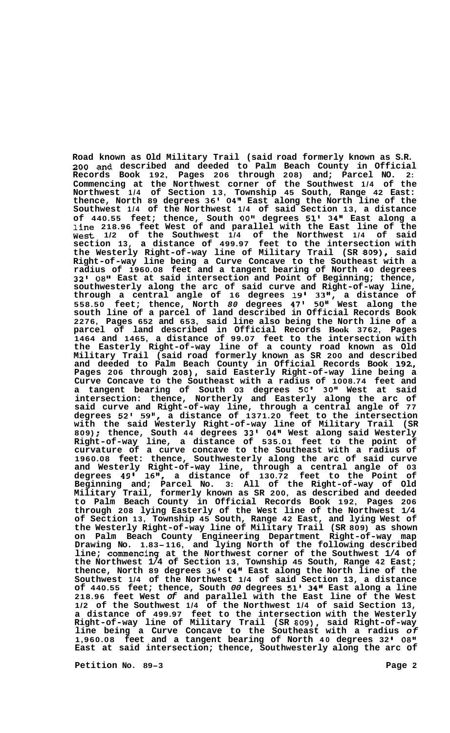Road known as Old Military Trail (said road formerly known as S.R. 200 and described and deeded to Palm Beach County in Official Records Book 192, Pages 206 through 208) and; Parcel NO. 2: Commencing at the Northwest corner of the Southwest 1/4 of the Northwest 1/4 of Section 13, Township 45 South, Range 42 East: thence, North 89 degrees 36' 04" East along the North line of the Southwest 1/4 of the Northwest 1/4 of said Section 13, a distance of 440.55 feet; thence, South 00" degrees 51' 34" East along a line 218.96 feet West of and parallel with the East line of the West 1/2 of the Southwest 1/4 of the Northwest 1/4 of said section 13, a distance of 499.97 feet to the intersection with the Westerly Right-of-way line of Military Trail (SR 809), said Right-of-way line being a Curve Concave to the Southeast with a radius of 1960.08 feet and a tangent bearing of North 40 degrees 32' 08" East at said intersection and Point of Beginning; thence, southwesterly along the arc of said curve and Right-of-way line, through a central angle of 16 degrees 19' 33", a distance of 558.50 feet; thence, North *80* degrees 47' 50" West along the south line of a parcel of land described in Official Records Book 2276, Pages 652 and 653, said line also being the North line of a parcel of land described in Official Records Book 3762, Pages 1464 and 1465, a distance of 99.07 feet to the intersection with the Easterly Right-of-way line of a county road known as Old Military Trail (said road formerly known as SR 200 and described and deeded to Palm Beach County in Official Records Book 192, Pages 206 through 208), said Easterly Right-of-way line being a Curve Concave to the Southeast with a radius of 1008.74 feet and a tangent bearing of South 03 degrees 50' 30" West at said intersection: thence, Northerly and Easterly along the arc of said curve and Right-of-way line, through a central angle of 77 degrees 52' 59", a distance of 1371.20 feet to the intersection with the said Westerly Right-of-way line of Military Trail (SR 809); thence, South 44 degrees 33' 04" West along said Westerly Right-of-way line, a distance of 535.01 feet to the point of curvature of a curve concave to the Southeast with a radius of 1960.08 feet: thence, Southwesterly along the arc of said curve and Westerly Right-of-way line, through a central angle of 03 degrees 49' 16", a distance of 130.72 feet to the Point of Beginning and; Parcel No. 3: All of the Right-of-way of Old Military Trail, formerly known as SR 200, as described and deeded to Palm Beach County in Official Records Book 192, Pages 206 through 208 lying Easterly of the West line of the Northwest 1/4 of Section 13, Township 45 South, Range 42 East, and lying West of the Westerly Right-of-way line of Military Trail (SR 809) as shown on Palm Beach County Engineering Department Right-of-way map Drawing No. 1.83-116, and lying North of the following described line; commencing at the Northwest corner of the Southwest 1/4 of the Northwest 1/4 of Section 13, Township 45 South, Range 42 East; thence, North 89 degrees 36' 04" East along the North line of the Southwest 1/4 of the Northwest 1/4 of said Section 13, a distance of 440.55 feet; thence, South *00* degrees 51' 34" East along a line 218.96 feet West *of* and parallel with the East line of the West 1/2 of the Southwest 1/4 of the Northwest 1/4 of said Section 13, a distance of 499.97 feet to the intersection with the Westerly Right-of-way line of Military Trail (SR 809), said Right-of-way line being a Curve Concave to the Southeast with a radius *of* 1,960.08 feet and a tangent bearing of North 40 degrees 32' 08" East at said intersection; thence, Southwesterly along the arc of

Petition No. 89-3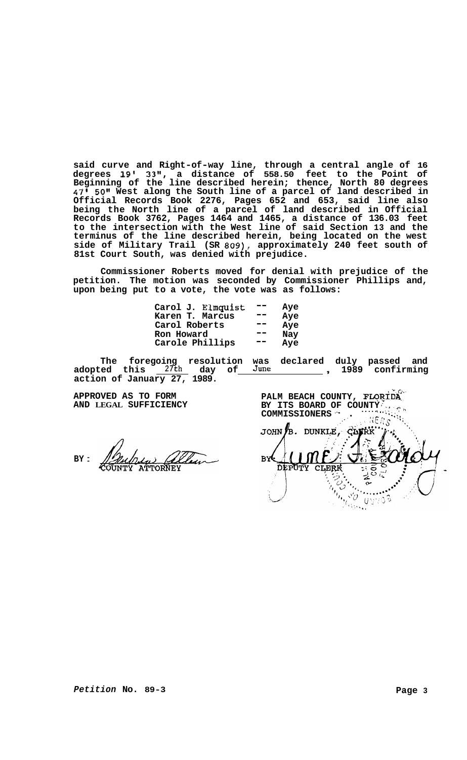**said curve and Right-of-way line, through a central angle of 16 degrees 19' 33", a distance of 558.50 feet to the Point of Beginning of the line described herein; thence, North 80 degrees 47' 50" West along the South line of a parcel of land described in Official Records Book 2276, Pages 652 and 653, said line also being the North line of a parcel of land described in Official Records Book 3762, Pages 1464 and 1465, a distance of 136.03 feet to the intersection with the West line of said Section 13 and the terminus of the line described herein, being located on the west side of Military Trail (SR 809), approximately 240 feet south of 81st Court South, was denied with prejudice.**

**Commissioner Roberts moved for denial with prejudice of the petition. The motion was seconded by Commissioner Phillips and, upon being put to a vote, the vote was as follows:**

| | | |
|---|---|---|
| **Carol J. Elmquist** | **--** | **Aye** |
| **Karen T. Marcus** | **--** | **Aye** |
| **Carol Roberts** | **--** | **Aye** |
| **Ron Howard** | **--** | **Nay** |
| **Carole Phillips** | **--** | **Aye** |

**The foregoing resolution was declared duly passed and adopted this 27th day of June, 1989 confirming action of January 27, 1989.**

**APPROVED AS TO FORM AND LEGAL SUFFICIENCY**

**BY:** ______________________ COUNTY ATTORNEY

**PALM BEACH COUNTY, FLORIDA BY ITS BOARD OF COUNTY COMMISSIONERS**

JOHN B. DUNKLE, CLERK

BY: ______________________ DEPUTY CLERK

*Petition* **No. 89-3**